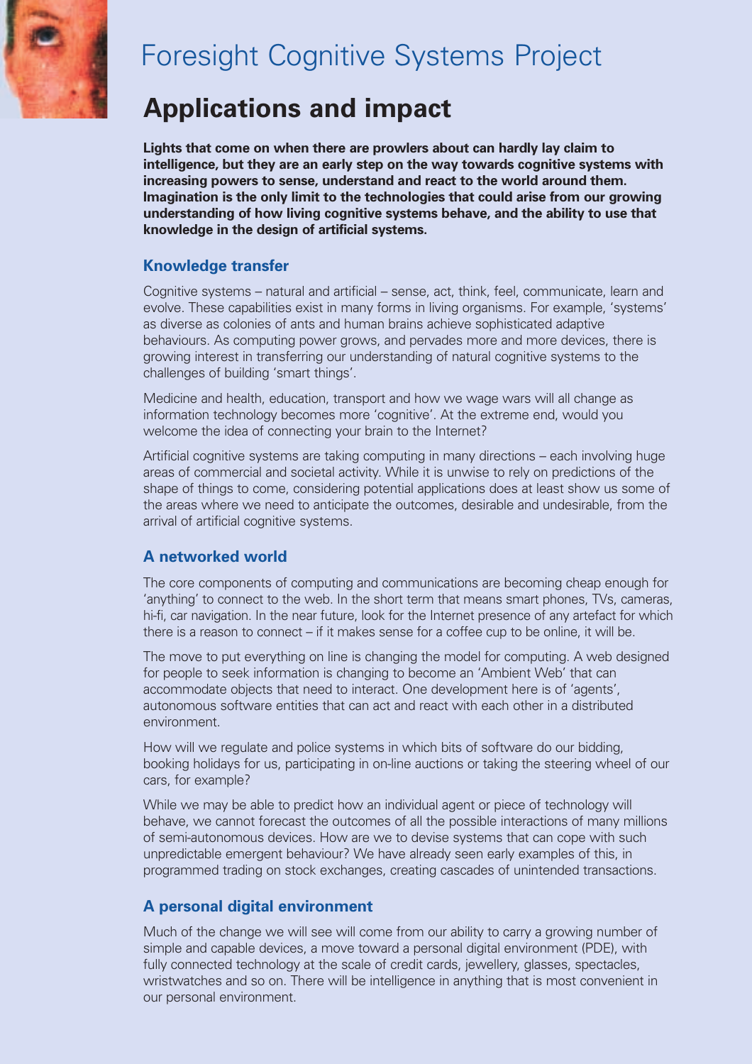# Foresight Cognitive Systems Project

## Applications and impact

**Lights that come on when there are prowlers about can hardly lay claim to intelligence, but they are an early step on the way towards cognitive systems with increasing powers to sense, understand and react to the world around them. Imagination is the only limit to the technologies that could arise from our growing understanding of how living cognitive systems behave, and the ability to use that knowledge in the design of artificial systems.**

### Knowledge transfer

Cognitive systems – natural and artificial – sense, act, think, feel, communicate, learn and evolve. These capabilities exist in many forms in living organisms. For example, 'systems' as diverse as colonies of ants and human brains achieve sophisticated adaptive behaviours. As computing power grows, and pervades more and more devices, there is growing interest in transferring our understanding of natural cognitive systems to the challenges of building 'smart things'.

Medicine and health, education, transport and how we wage wars will all change as information technology becomes more 'cognitive'. At the extreme end, would you welcome the idea of connecting your brain to the Internet?

Artificial cognitive systems are taking computing in many directions – each involving huge areas of commercial and societal activity. While it is unwise to rely on predictions of the shape of things to come, considering potential applications does at least show us some of the areas where we need to anticipate the outcomes, desirable and undesirable, from the arrival of artificial cognitive systems.

### A networked world

The core components of computing and communications are becoming cheap enough for 'anything' to connect to the web. In the short term that means smart phones, TVs, cameras, hi-fi, car navigation. In the near future, look for the Internet presence of any artefact for which there is a reason to connect – if it makes sense for a coffee cup to be online, it will be.

The move to put everything on line is changing the model for computing. A web designed for people to seek information is changing to become an 'Ambient Web' that can accommodate objects that need to interact. One development here is of 'agents', autonomous software entities that can act and react with each other in a distributed environment.

How will we regulate and police systems in which bits of software do our bidding, booking holidays for us, participating in on-line auctions or taking the steering wheel of our cars, for example?

While we may be able to predict how an individual agent or piece of technology will behave, we cannot forecast the outcomes of all the possible interactions of many millions of semi-autonomous devices. How are we to devise systems that can cope with such unpredictable emergent behaviour? We have already seen early examples of this, in programmed trading on stock exchanges, creating cascades of unintended transactions.

### A personal digital environment

Much of the change we will see will come from our ability to carry a growing number of simple and capable devices, a move toward a personal digital environment (PDE), with fully connected technology at the scale of credit cards, jewellery, glasses, spectacles, wristwatches and so on. There will be intelligence in anything that is most convenient in our personal environment.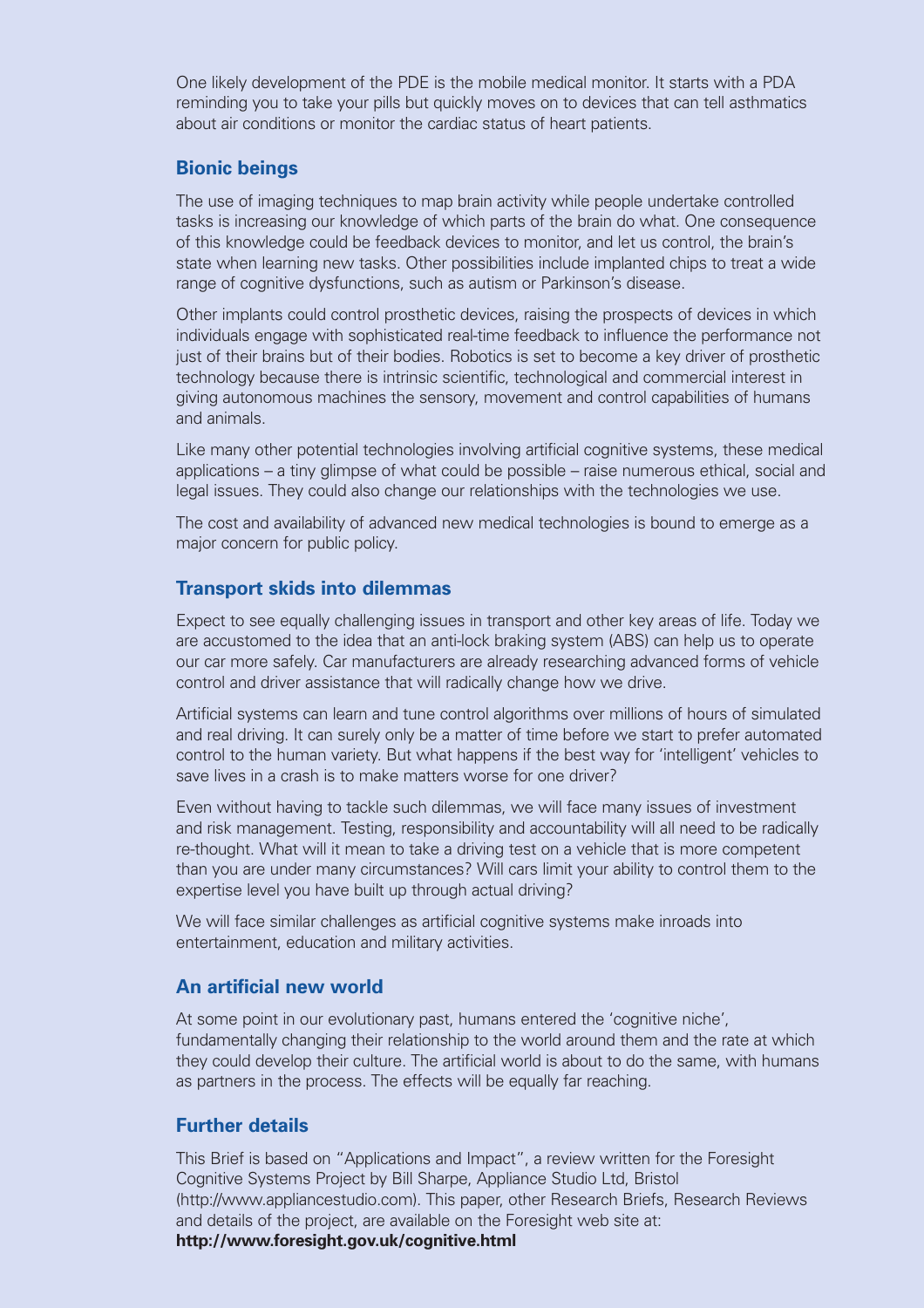One likely development of the PDE is the mobile medical monitor. It starts with a PDA reminding you to take your pills but quickly moves on to devices that can tell asthmatics about air conditions or monitor the cardiac status of heart patients.

## Bionic beings

The use of imaging techniques to map brain activity while people undertake controlled tasks is increasing our knowledge of which parts of the brain do what. One consequence of this knowledge could be feedback devices to monitor, and let us control, the brain's state when learning new tasks. Other possibilities include implanted chips to treat a wide range of cognitive dysfunctions, such as autism or Parkinson's disease.

Other implants could control prosthetic devices, raising the prospects of devices in which individuals engage with sophisticated real-time feedback to influence the performance not just of their brains but of their bodies. Robotics is set to become a key driver of prosthetic technology because there is intrinsic scientific, technological and commercial interest in giving autonomous machines the sensory, movement and control capabilities of humans and animals.

Like many other potential technologies involving artificial cognitive systems, these medical applications – a tiny glimpse of what could be possible – raise numerous ethical, social and legal issues. They could also change our relationships with the technologies we use.

The cost and availability of advanced new medical technologies is bound to emerge as a major concern for public policy.

## Transport skids into dilemmas

Expect to see equally challenging issues in transport and other key areas of life. Today we are accustomed to the idea that an anti-lock braking system (ABS) can help us to operate our car more safely. Car manufacturers are already researching advanced forms of vehicle control and driver assistance that will radically change how we drive.

Artificial systems can learn and tune control algorithms over millions of hours of simulated and real driving. It can surely only be a matter of time before we start to prefer automated control to the human variety. But what happens if the best way for 'intelligent' vehicles to save lives in a crash is to make matters worse for one driver?

Even without having to tackle such dilemmas, we will face many issues of investment and risk management. Testing, responsibility and accountability will all need to be radically re-thought. What will it mean to take a driving test on a vehicle that is more competent than you are under many circumstances? Will cars limit your ability to control them to the expertise level you have built up through actual driving?

We will face similar challenges as artificial cognitive systems make inroads into entertainment, education and military activities.

## An artificial new world

At some point in our evolutionary past, humans entered the 'cognitive niche', fundamentally changing their relationship to the world around them and the rate at which they could develop their culture. The artificial world is about to do the same, with humans as partners in the process. The effects will be equally far reaching.

## Further details

This Brief is based on "Applications and Impact", a review written for the Foresight Cognitive Systems Project by Bill Sharpe, Appliance Studio Ltd, Bristol (http://www.appliancestudio.com). This paper, other Research Briefs, Research Reviews and details of the project, are available on the Foresight web site at:
**http://www.foresight.gov.uk/cognitive.html**